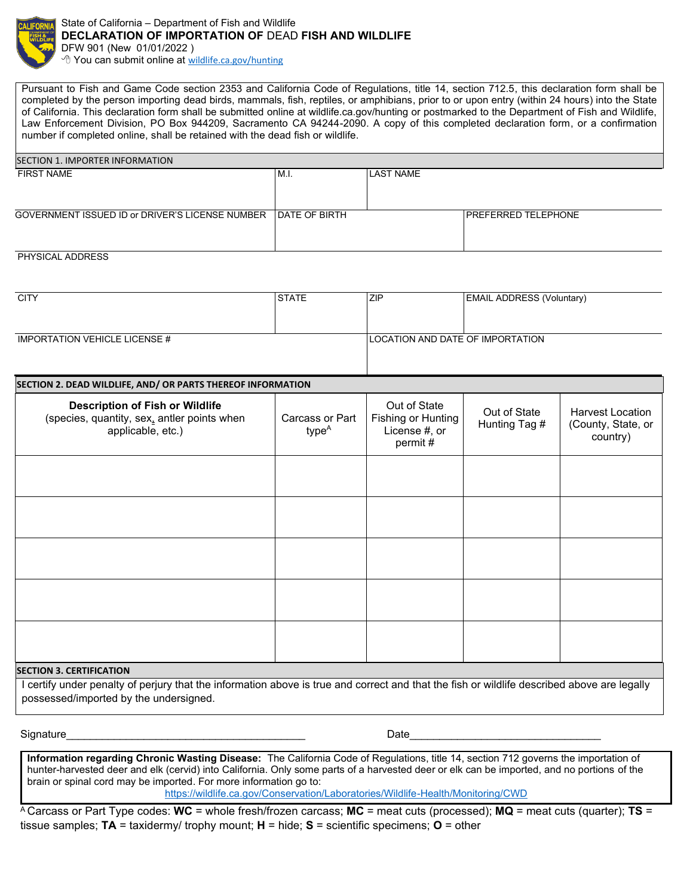State of California – Department of Fish and Wildlife

# DECLARATION OF IMPORTATION OF DEAD FISH AND WILDLIFE

DFW 901 (New 01/01/2022 )

You can submit online at wildlife.ca.gov/hunting

Pursuant to Fish and Game Code section 2353 and California Code of Regulations, title 14, section 712.5, this declaration form shall be completed by the person importing dead birds, mammals, fish, reptiles, or amphibians, prior to or upon entry (within 24 hours) into the State of California. This declaration form shall be submitted online at wildlife.ca.gov/hunting or postmarked to the Department of Fish and Wildlife, Law Enforcement Division, PO Box 944209, Sacramento CA 94244-2090. A copy of this completed declaration form, or a confirmation number if completed online, shall be retained with the dead fish or wildlife.

## SECTION 1. IMPORTER INFORMATION

| FIRST NAME | M.I. | LAST NAME | |
|---|---|---|---|
| GOVERNMENT ISSUED ID or DRIVER'S LICENSE NUMBER | DATE OF BIRTH | | PREFERRED TELEPHONE |
| PHYSICAL ADDRESS | | | |
| CITY | STATE | ZIP | EMAIL ADDRESS (Voluntary) |
| IMPORTATION VEHICLE LICENSE # | | LOCATION AND DATE OF IMPORTATION | |

## SECTION 2. DEAD WILDLIFE, AND/ OR PARTS THEREOF INFORMATION

| **Description of Fish or Wildlife** (species, quantity, sex, antler points when applicable, etc.) | Carcass or Part type[A] | Out of State Fishing or Hunting License #, or permit # | Out of State Hunting Tag # | Harvest Location (County, State, or country) |
|---|---|---|---|---|
| | | | | |
| | | | | |
| | | | | |
| | | | | |
| | | | | |

## SECTION 3. CERTIFICATION

I certify under penalty of perjury that the information above is true and correct and that the fish or wildlife described above are legally possessed/imported by the undersigned.

Signature________________________________________ Date________________________________

**Information regarding Chronic Wasting Disease:** The California Code of Regulations, title 14, section 712 governs the importation of hunter-harvested deer and elk (cervid) into California. Only some parts of a harvested deer or elk can be imported, and no portions of the brain or spinal cord may be imported. For more information go to: https://wildlife.ca.gov/Conservation/Laboratories/Wildlife-Health/Monitoring/CWD

[A] Carcass or Part Type codes: **WC** = whole fresh/frozen carcass; **MC** = meat cuts (processed); **MQ** = meat cuts (quarter); **TS** = tissue samples; **TA** = taxidermy/ trophy mount; **H** = hide; **S** = scientific specimens; **O** = other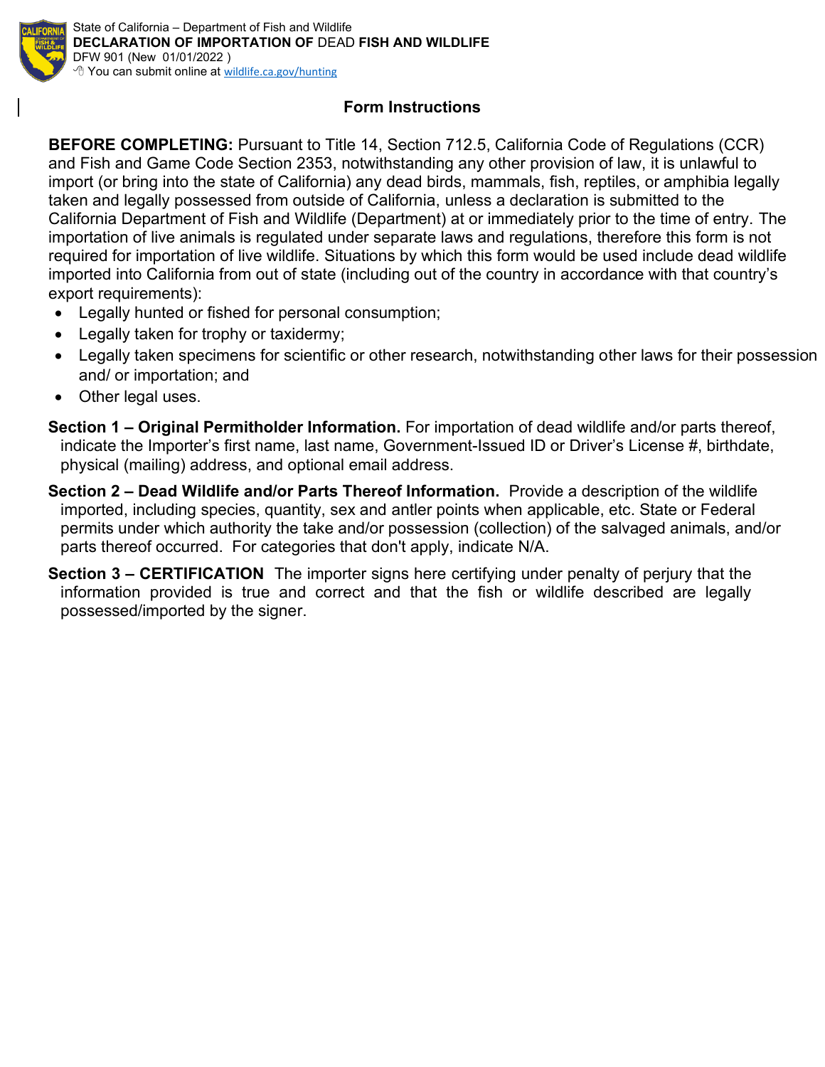State of California – Department of Fish and Wildlife
**DECLARATION OF IMPORTATION OF** DEAD **FISH AND WILDLIFE**
DFW 901 (New 01/01/2022 )
You can submit online at wildlife.ca.gov/hunting

## Form Instructions

**BEFORE COMPLETING:** Pursuant to Title 14, Section 712.5, California Code of Regulations (CCR) and Fish and Game Code Section 2353, notwithstanding any other provision of law, it is unlawful to import (or bring into the state of California) any dead birds, mammals, fish, reptiles, or amphibia legally taken and legally possessed from outside of California, unless a declaration is submitted to the California Department of Fish and Wildlife (Department) at or immediately prior to the time of entry. The importation of live animals is regulated under separate laws and regulations, therefore this form is not required for importation of live wildlife. Situations by which this form would be used include dead wildlife imported into California from out of state (including out of the country in accordance with that country's export requirements):

- Legally hunted or fished for personal consumption;
- Legally taken for trophy or taxidermy;
- Legally taken specimens for scientific or other research, notwithstanding other laws for their possession and/ or importation; and
- Other legal uses.

**Section 1 – Original Permitholder Information.** For importation of dead wildlife and/or parts thereof, indicate the Importer's first name, last name, Government-Issued ID or Driver's License #, birthdate, physical (mailing) address, and optional email address.

**Section 2 – Dead Wildlife and/or Parts Thereof Information.** Provide a description of the wildlife imported, including species, quantity, sex and antler points when applicable, etc. State or Federal permits under which authority the take and/or possession (collection) of the salvaged animals, and/or parts thereof occurred. For categories that don't apply, indicate N/A.

**Section 3 – CERTIFICATION** The importer signs here certifying under penalty of perjury that the information provided is true and correct and that the fish or wildlife described are legally possessed/imported by the signer.